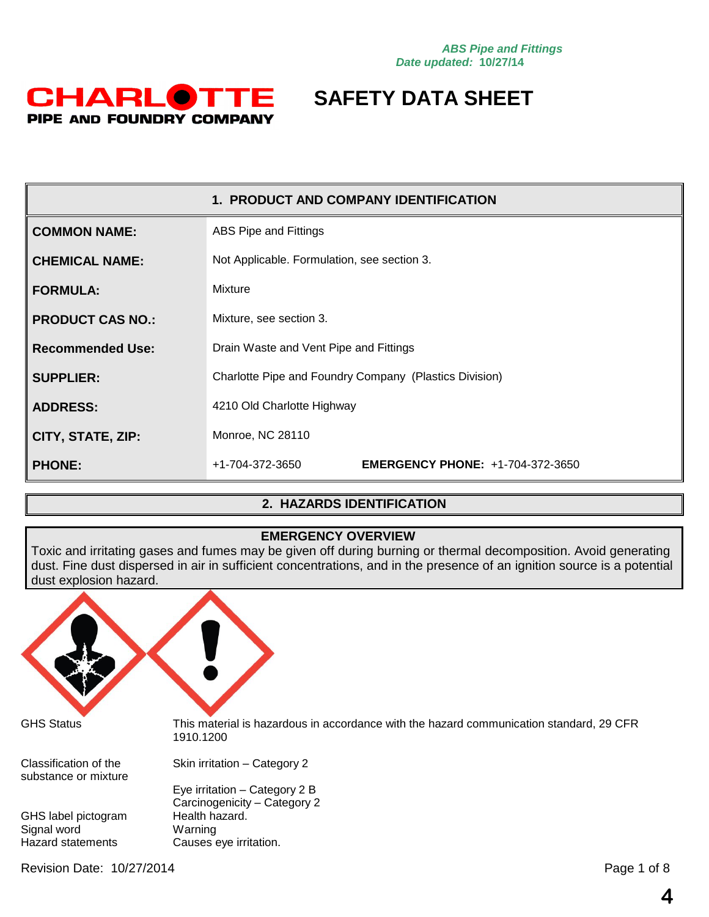*ABS Pipe and Fittings*
*Date updated:* **10/27/14**

**CHARLOTTE PIPE AND FOUNDRY COMPANY**

# SAFETY DATA SHEET

## 1. PRODUCT AND COMPANY IDENTIFICATION

| | |
|---|---|
| **COMMON NAME:** | ABS Pipe and Fittings |
| **CHEMICAL NAME:** | Not Applicable. Formulation, see section 3. |
| **FORMULA:** | Mixture |
| **PRODUCT CAS NO.:** | Mixture, see section 3. |
| **Recommended Use:** | Drain Waste and Vent Pipe and Fittings |
| **SUPPLIER:** | Charlotte Pipe and Foundry Company (Plastics Division) |
| **ADDRESS:** | 4210 Old Charlotte Highway |
| **CITY, STATE, ZIP:** | Monroe, NC 28110 |
| **PHONE:** | +1-704-372-3650 **EMERGENCY PHONE:** +1-704-372-3650 |

## 2. HAZARDS IDENTIFICATION

### EMERGENCY OVERVIEW

Toxic and irritating gases and fumes may be given off during burning or thermal decomposition. Avoid generating dust. Fine dust dispersed in air in sufficient concentrations, and in the presence of an ignition source is a potential dust explosion hazard.

| | |
|---|---|
| GHS Status | This material is hazardous in accordance with the hazard communication standard, 29 CFR 1910.1200 |
| Classification of the substance or mixture | Skin irritation – Category 2 |
| | Eye irritation – Category 2 B |
| | Carcinogenicity – Category 2 |
| GHS label pictogram | Health hazard. |
| Signal word | Warning |
| Hazard statements | Causes eye irritation. |

Revision Date: 10/27/2014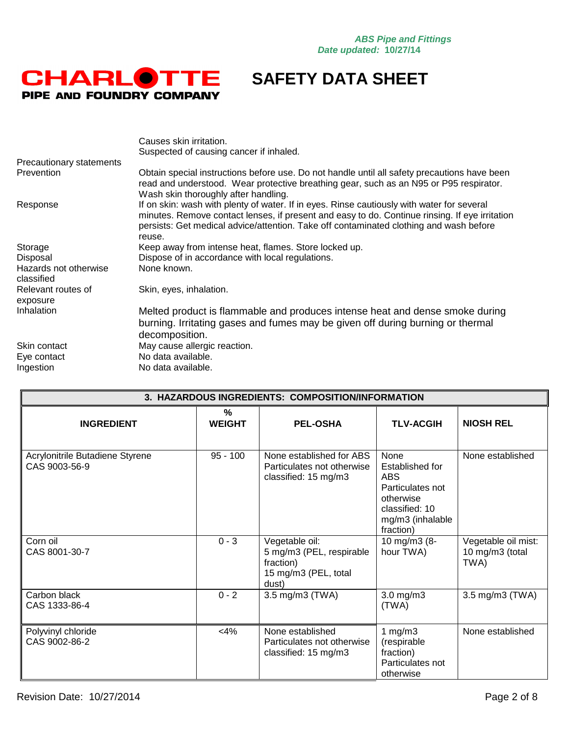| | |
|---|---|
| | Causes skin irritation.<br>Suspected of causing cancer if inhaled. |
| Precautionary statements | |
| Prevention | Obtain special instructions before use. Do not handle until all safety precautions have been read and understood. Wear protective breathing gear, such as an N95 or P95 respirator. Wash skin thoroughly after handling. |
| Response | If on skin: wash with plenty of water. If in eyes. Rinse cautiously with water for several minutes. Remove contact lenses, if present and easy to do. Continue rinsing. If eye irritation persists: Get medical advice/attention. Take off contaminated clothing and wash before reuse. |
| Storage | Keep away from intense heat, flames. Store locked up. |
| Disposal | Dispose of in accordance with local regulations. |
| Hazards not otherwise classified | None known. |
| Relevant routes of exposure | Skin, eyes, inhalation. |
| Inhalation | Melted product is flammable and produces intense heat and dense smoke during burning. Irritating gases and fumes may be given off during burning or thermal decomposition. |
| Skin contact | May cause allergic reaction. |
| Eye contact | No data available. |
| Ingestion | No data available. |

## 3. HAZARDOUS INGREDIENTS: COMPOSITION/INFORMATION

| INGREDIENT | % WEIGHT | PEL-OSHA | TLV-ACGIH | NIOSH REL |
|---|---|---|---|---|
| Acrylonitrile Butadiene Styrene<br>CAS 9003-56-9 | 95 - 100 | None established for ABS Particulates not otherwise classified: 15 mg/m3 | None Established for ABS Particulates not otherwise classified: 10 mg/m3 (inhalable fraction) | None established |
| Corn oil<br>CAS 8001-30-7 | 0 - 3 | Vegetable oil:<br>5 mg/m3 (PEL, respirable fraction)<br>15 mg/m3 (PEL, total dust) | 10 mg/m3 (8-hour TWA) | Vegetable oil mist: 10 mg/m3 (total TWA) |
| Carbon black<br>CAS 1333-86-4 | 0 - 2 | 3.5 mg/m3 (TWA) | 3.0 mg/m3 (TWA) | 3.5 mg/m3 (TWA) |
| Polyvinyl chloride<br>CAS 9002-86-2 | <4% | None established Particulates not otherwise classified: 15 mg/m3 | 1 mg/m3 (respirable fraction) Particulates not otherwise | None established |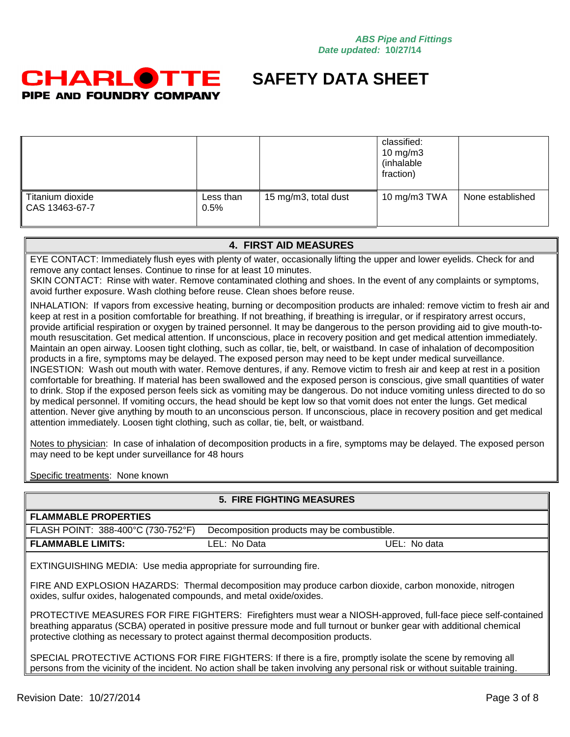| | | | classified: 10 mg/m3 (inhalable fraction) | |
|---|---|---|---|---|
| Titanium dioxide CAS 13463-67-7 | Less than 0.5% | 15 mg/m3, total dust | 10 mg/m3 TWA | None established |

## 4. FIRST AID MEASURES

EYE CONTACT: Immediately flush eyes with plenty of water, occasionally lifting the upper and lower eyelids. Check for and remove any contact lenses. Continue to rinse for at least 10 minutes.

SKIN CONTACT: Rinse with water. Remove contaminated clothing and shoes. In the event of any complaints or symptoms, avoid further exposure. Wash clothing before reuse. Clean shoes before reuse.

INHALATION: If vapors from excessive heating, burning or decomposition products are inhaled: remove victim to fresh air and keep at rest in a position comfortable for breathing. If not breathing, if breathing is irregular, or if respiratory arrest occurs, provide artificial respiration or oxygen by trained personnel. It may be dangerous to the person providing aid to give mouth-to-mouth resuscitation. Get medical attention. If unconscious, place in recovery position and get medical attention immediately. Maintain an open airway. Loosen tight clothing, such as collar, tie, belt, or waistband. In case of inhalation of decomposition products in a fire, symptoms may be delayed. The exposed person may need to be kept under medical surveillance.

INGESTION: Wash out mouth with water. Remove dentures, if any. Remove victim to fresh air and keep at rest in a position comfortable for breathing. If material has been swallowed and the exposed person is conscious, give small quantities of water to drink. Stop if the exposed person feels sick as vomiting may be dangerous. Do not induce vomiting unless directed to do so by medical personnel. If vomiting occurs, the head should be kept low so that vomit does not enter the lungs. Get medical attention. Never give anything by mouth to an unconscious person. If unconscious, place in recovery position and get medical attention immediately. Loosen tight clothing, such as collar, tie, belt, or waistband.

Notes to physician: In case of inhalation of decomposition products in a fire, symptoms may be delayed. The exposed person may need to be kept under surveillance for 48 hours

Specific treatments: None known

## 5. FIRE FIGHTING MEASURES

**FLAMMABLE PROPERTIES**

| FLASH POINT: 388-400°C (730-752°F) | Decomposition products may be combustible. | |
|---|---|---|
| **FLAMMABLE LIMITS:** | LEL: No Data | UEL: No data |

EXTINGUISHING MEDIA: Use media appropriate for surrounding fire.

FIRE AND EXPLOSION HAZARDS: Thermal decomposition may produce carbon dioxide, carbon monoxide, nitrogen oxides, sulfur oxides, halogenated compounds, and metal oxide/oxides.

PROTECTIVE MEASURES FOR FIRE FIGHTERS: Firefighters must wear a NIOSH-approved, full-face piece self-contained breathing apparatus (SCBA) operated in positive pressure mode and full turnout or bunker gear with additional chemical protective clothing as necessary to protect against thermal decomposition products.

SPECIAL PROTECTIVE ACTIONS FOR FIRE FIGHTERS: If there is a fire, promptly isolate the scene by removing all persons from the vicinity of the incident. No action shall be taken involving any personal risk or without suitable training.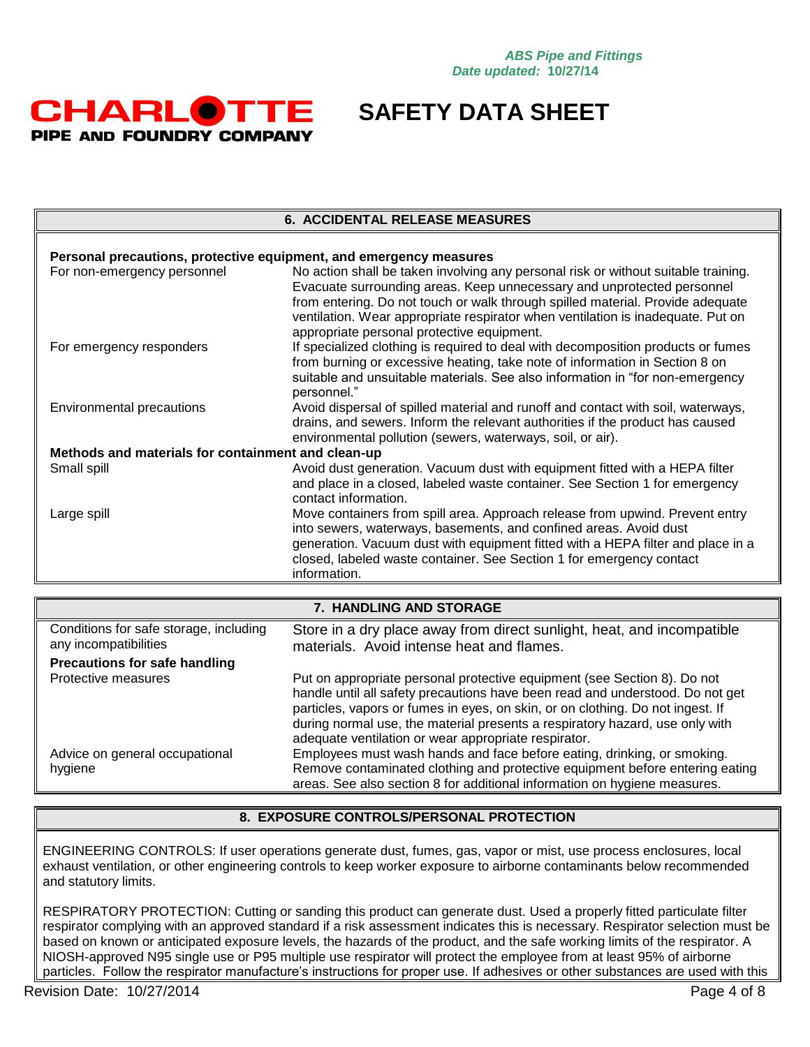## 6. ACCIDENTAL RELEASE MEASURES

**Personal precautions, protective equipment, and emergency measures**

| | |
|---|---|
| For non-emergency personnel | No action shall be taken involving any personal risk or without suitable training. Evacuate surrounding areas. Keep unnecessary and unprotected personnel from entering. Do not touch or walk through spilled material. Provide adequate ventilation. Wear appropriate respirator when ventilation is inadequate. Put on appropriate personal protective equipment. |
| For emergency responders | If specialized clothing is required to deal with decomposition products or fumes from burning or excessive heating, take note of information in Section 8 on suitable and unsuitable materials. See also information in "for non-emergency personnel." |
| Environmental precautions | Avoid dispersal of spilled material and runoff and contact with soil, waterways, drains, and sewers. Inform the relevant authorities if the product has caused environmental pollution (sewers, waterways, soil, or air). |

**Methods and materials for containment and clean-up**

| | |
|---|---|
| Small spill | Avoid dust generation. Vacuum dust with equipment fitted with a HEPA filter and place in a closed, labeled waste container. See Section 1 for emergency contact information. |
| Large spill | Move containers from spill area. Approach release from upwind. Prevent entry into sewers, waterways, basements, and confined areas. Avoid dust generation. Vacuum dust with equipment fitted with a HEPA filter and place in a closed, labeled waste container. See Section 1 for emergency contact information. |

## 7. HANDLING AND STORAGE

| | |
|---|---|
| Conditions for safe storage, including any incompatibilities | Store in a dry place away from direct sunlight, heat, and incompatible materials. Avoid intense heat and flames. |

**Precautions for safe handling**

| | |
|---|---|
| Protective measures | Put on appropriate personal protective equipment (see Section 8). Do not handle until all safety precautions have been read and understood. Do not get particles, vapors or fumes in eyes, on skin, or on clothing. Do not ingest. If during normal use, the material presents a respiratory hazard, use only with adequate ventilation or wear appropriate respirator. |
| Advice on general occupational hygiene | Employees must wash hands and face before eating, drinking, or smoking. Remove contaminated clothing and protective equipment before entering eating areas. See also section 8 for additional information on hygiene measures. |

## 8. EXPOSURE CONTROLS/PERSONAL PROTECTION

ENGINEERING CONTROLS: If user operations generate dust, fumes, gas, vapor or mist, use process enclosures, local exhaust ventilation, or other engineering controls to keep worker exposure to airborne contaminants below recommended and statutory limits.

RESPIRATORY PROTECTION: Cutting or sanding this product can generate dust. Used a properly fitted particulate filter respirator complying with an approved standard if a risk assessment indicates this is necessary. Respirator selection must be based on known or anticipated exposure levels, the hazards of the product, and the safe working limits of the respirator. A NIOSH-approved N95 single use or P95 multiple use respirator will protect the employee from at least 95% of airborne particles. Follow the respirator manufacture's instructions for proper use. If adhesives or other substances are used with this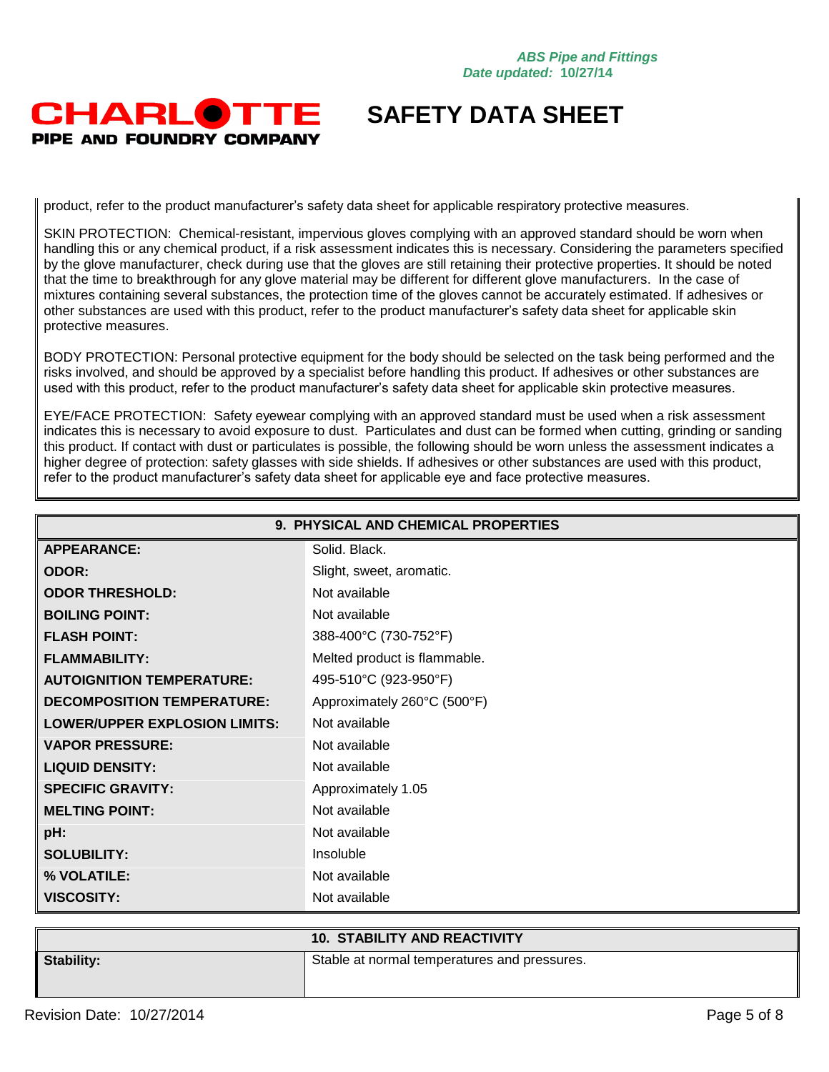product, refer to the product manufacturer's safety data sheet for applicable respiratory protective measures.

SKIN PROTECTION: Chemical-resistant, impervious gloves complying with an approved standard should be worn when handling this or any chemical product, if a risk assessment indicates this is necessary. Considering the parameters specified by the glove manufacturer, check during use that the gloves are still retaining their protective properties. It should be noted that the time to breakthrough for any glove material may be different for different glove manufacturers. In the case of mixtures containing several substances, the protection time of the gloves cannot be accurately estimated. If adhesives or other substances are used with this product, refer to the product manufacturer's safety data sheet for applicable skin protective measures.

BODY PROTECTION: Personal protective equipment for the body should be selected on the task being performed and the risks involved, and should be approved by a specialist before handling this product. If adhesives or other substances are used with this product, refer to the product manufacturer's safety data sheet for applicable skin protective measures.

EYE/FACE PROTECTION: Safety eyewear complying with an approved standard must be used when a risk assessment indicates this is necessary to avoid exposure to dust. Particulates and dust can be formed when cutting, grinding or sanding this product. If contact with dust or particulates is possible, the following should be worn unless the assessment indicates a higher degree of protection: safety glasses with side shields. If adhesives or other substances are used with this product, refer to the product manufacturer's safety data sheet for applicable eye and face protective measures.

## 9. PHYSICAL AND CHEMICAL PROPERTIES

| Property | Value |
|---|---|
| **APPEARANCE:** | Solid. Black. |
| **ODOR:** | Slight, sweet, aromatic. |
| **ODOR THRESHOLD:** | Not available |
| **BOILING POINT:** | Not available |
| **FLASH POINT:** | 388-400°C (730-752°F) |
| **FLAMMABILITY:** | Melted product is flammable. |
| **AUTOIGNITION TEMPERATURE:** | 495-510°C (923-950°F) |
| **DECOMPOSITION TEMPERATURE:** | Approximately 260°C (500°F) |
| **LOWER/UPPER EXPLOSION LIMITS:** | Not available |
| **VAPOR PRESSURE:** | Not available |
| **LIQUID DENSITY:** | Not available |
| **SPECIFIC GRAVITY:** | Approximately 1.05 |
| **MELTING POINT:** | Not available |
| **pH:** | Not available |
| **SOLUBILITY:** | Insoluble |
| **% VOLATILE:** | Not available |
| **VISCOSITY:** | Not available |

## 10. STABILITY AND REACTIVITY

| Property | Value |
|---|---|
| **Stability:** | Stable at normal temperatures and pressures. |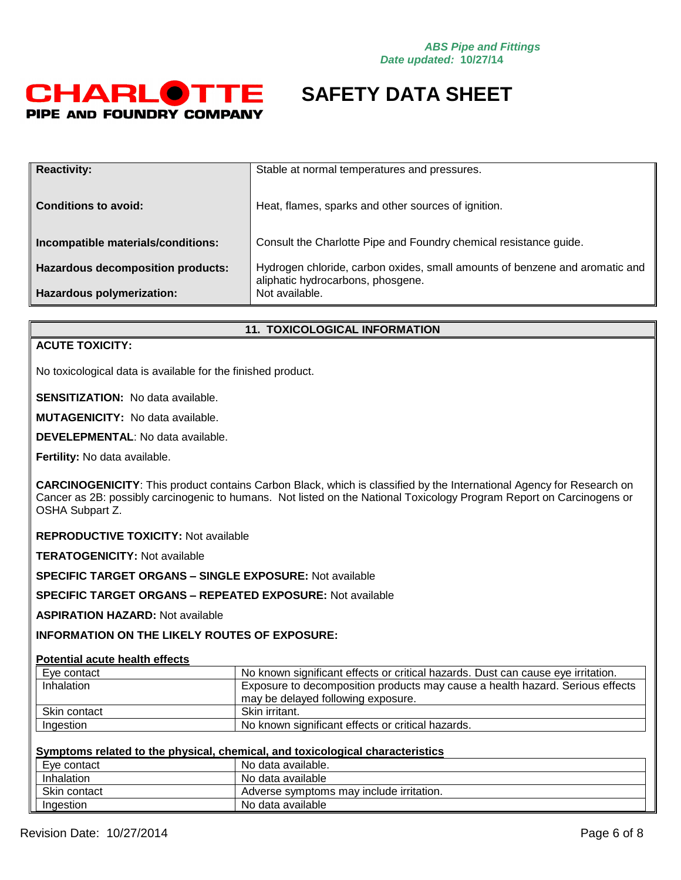| Reactivity: | Stable at normal temperatures and pressures. |
| --- | --- |
| Conditions to avoid: | Heat, flames, sparks and other sources of ignition. |
| Incompatible materials/conditions: | Consult the Charlotte Pipe and Foundry chemical resistance guide. |
| Hazardous decomposition products: | Hydrogen chloride, carbon oxides, small amounts of benzene and aromatic and aliphatic hydrocarbons, phosgene. |
| Hazardous polymerization: | Not available. |

## 11. TOXICOLOGICAL INFORMATION

**ACUTE TOXICITY:**

No toxicological data is available for the finished product.

**SENSITIZATION:** No data available.

**MUTAGENICITY:** No data available.

**DEVELEPMENTAL**: No data available.

**Fertility:** No data available.

**CARCINOGENICITY**: This product contains Carbon Black, which is classified by the International Agency for Research on Cancer as 2B: possibly carcinogenic to humans. Not listed on the National Toxicology Program Report on Carcinogens or OSHA Subpart Z.

**REPRODUCTIVE TOXICITY:** Not available

**TERATOGENICITY:** Not available

**SPECIFIC TARGET ORGANS – SINGLE EXPOSURE:** Not available

**SPECIFIC TARGET ORGANS – REPEATED EXPOSURE:** Not available

**ASPIRATION HAZARD:** Not available

**INFORMATION ON THE LIKELY ROUTES OF EXPOSURE:**

**Potential acute health effects**

| | |
| --- | --- |
| Eye contact | No known significant effects or critical hazards. Dust can cause eye irritation. |
| Inhalation | Exposure to decomposition products may cause a health hazard. Serious effects may be delayed following exposure. |
| Skin contact | Skin irritant. |
| Ingestion | No known significant effects or critical hazards. |

**Symptoms related to the physical, chemical, and toxicological characteristics**

| | |
| --- | --- |
| Eye contact | No data available. |
| Inhalation | No data available |
| Skin contact | Adverse symptoms may include irritation. |
| Ingestion | No data available |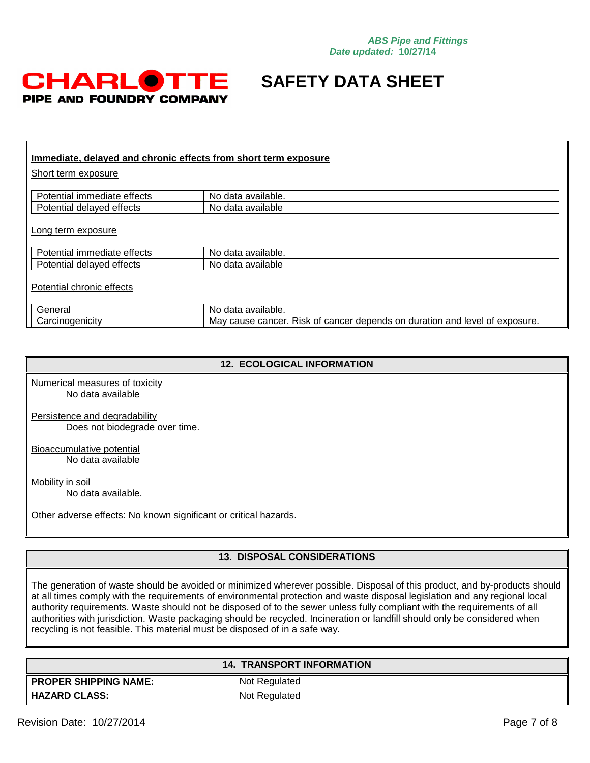**Immediate, delayed and chronic effects from short term exposure**

Short term exposure

| | |
|---|---|
| Potential immediate effects | No data available. |
| Potential delayed effects | No data available |

Long term exposure

| | |
|---|---|
| Potential immediate effects | No data available. |
| Potential delayed effects | No data available |

Potential chronic effects

| | |
|---|---|
| General | No data available. |
| Carcinogenicity | May cause cancer. Risk of cancer depends on duration and level of exposure. |

## 12. ECOLOGICAL INFORMATION

Numerical measures of toxicity
No data available

Persistence and degradability
Does not biodegrade over time.

Bioaccumulative potential
No data available

Mobility in soil
No data available.

Other adverse effects: No known significant or critical hazards.

## 13. DISPOSAL CONSIDERATIONS

The generation of waste should be avoided or minimized wherever possible. Disposal of this product, and by-products should at all times comply with the requirements of environmental protection and waste disposal legislation and any regional local authority requirements. Waste should not be disposed of to the sewer unless fully compliant with the requirements of all authorities with jurisdiction. Waste packaging should be recycled. Incineration or landfill should only be considered when recycling is not feasible. This material must be disposed of in a safe way.

## 14. TRANSPORT INFORMATION

| | |
|---|---|
| **PROPER SHIPPING NAME:** | Not Regulated |
| **HAZARD CLASS:** | Not Regulated |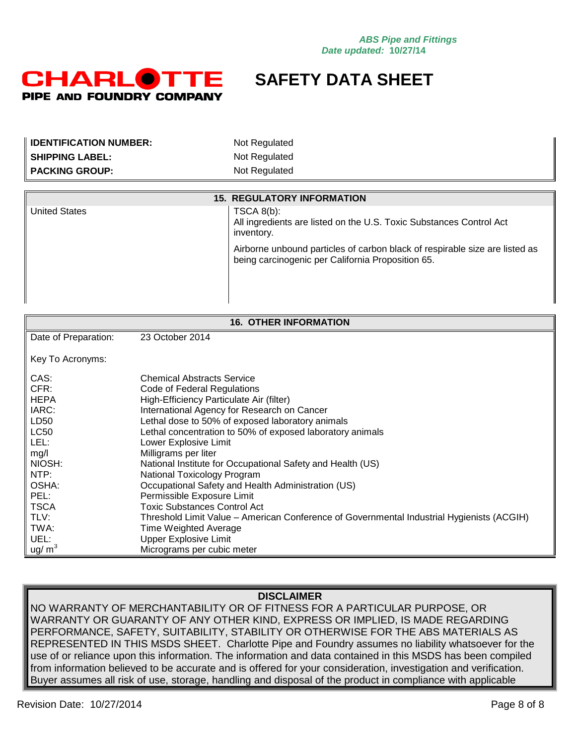| | |
|---|---|
| **IDENTIFICATION NUMBER:** | Not Regulated |
| **SHIPPING LABEL:** | Not Regulated |
| **PACKING GROUP:** | Not Regulated |

## 15. REGULATORY INFORMATION

| | |
|---|---|
| United States | TSCA 8(b):<br>All ingredients are listed on the U.S. Toxic Substances Control Act inventory.<br><br>Airborne unbound particles of carbon black of respirable size are listed as being carcinogenic per California Proposition 65. |

## 16. OTHER INFORMATION

Date of Preparation: 23 October 2014

Key To Acronyms:

| | |
|---|---|
| CAS: | Chemical Abstracts Service |
| CFR: | Code of Federal Regulations |
| HEPA | High-Efficiency Particulate Air (filter) |
| IARC: | International Agency for Research on Cancer |
| LD50 | Lethal dose to 50% of exposed laboratory animals |
| LC50 | Lethal concentration to 50% of exposed laboratory animals |
| LEL: | Lower Explosive Limit |
| mg/l | Milligrams per liter |
| NIOSH: | National Institute for Occupational Safety and Health (US) |
| NTP: | National Toxicology Program |
| OSHA: | Occupational Safety and Health Administration (US) |
| PEL: | Permissible Exposure Limit |
| TSCA | Toxic Substances Control Act |
| TLV: | Threshold Limit Value – American Conference of Governmental Industrial Hygienists (ACGIH) |
| TWA: | Time Weighted Average |
| UEL: | Upper Explosive Limit |
| ug/ $m^3$ | Micrograms per cubic meter |

### DISCLAIMER

NO WARRANTY OF MERCHANTABILITY OR OF FITNESS FOR A PARTICULAR PURPOSE, OR WARRANTY OR GUARANTY OF ANY OTHER KIND, EXPRESS OR IMPLIED, IS MADE REGARDING PERFORMANCE, SAFETY, SUITABILITY, STABILITY OR OTHERWISE FOR THE ABS MATERIALS AS REPRESENTED IN THIS MSDS SHEET. Charlotte Pipe and Foundry assumes no liability whatsoever for the use of or reliance upon this information. The information and data contained in this MSDS has been compiled from information believed to be accurate and is offered for your consideration, investigation and verification. Buyer assumes all risk of use, storage, handling and disposal of the product in compliance with applicable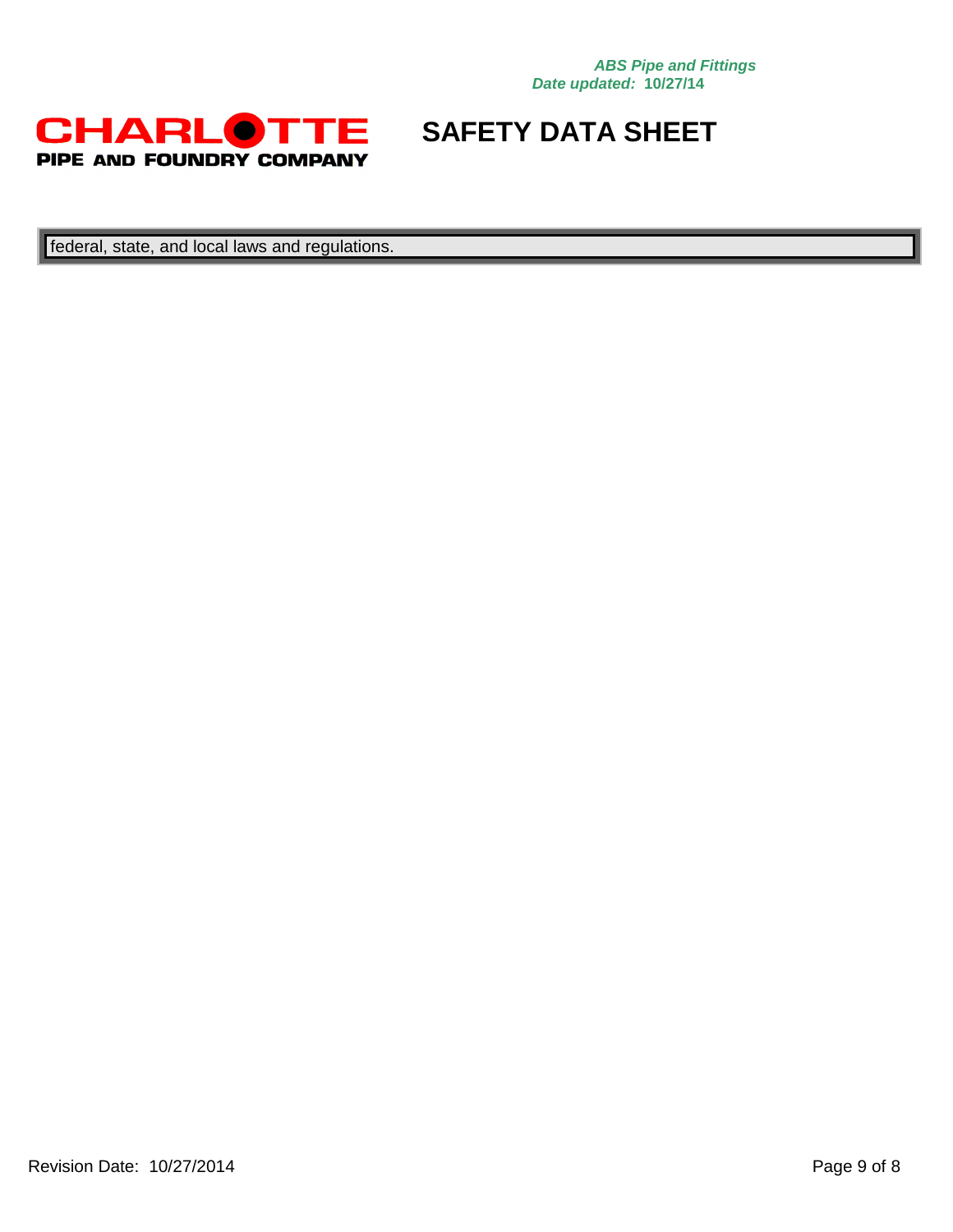federal, state, and local laws and regulations.